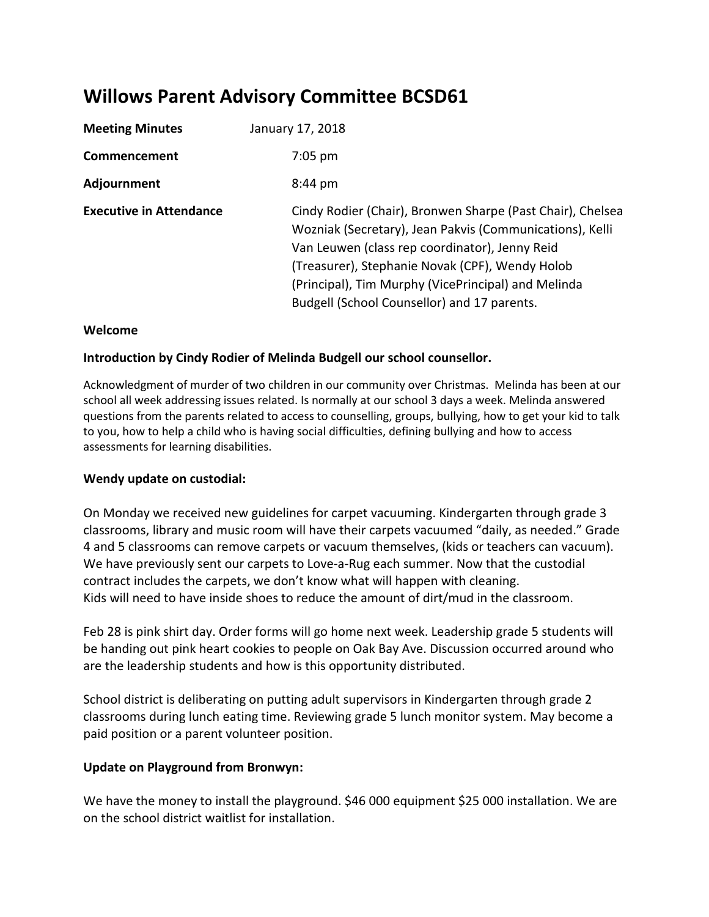# Willows Parent Advisory Committee BCSD61

**Meeting Minutes** January 17, 2018

**Commencement** 7:05 pm

**Adjournment** 8:44 pm

**Executive in Attendance** Cindy Rodier (Chair), Bronwen Sharpe (Past Chair), Chelsea Wozniak (Secretary), Jean Pakvis (Communications), Kelli Van Leuwen (class rep coordinator), Jenny Reid (Treasurer), Stephanie Novak (CPF), Wendy Holob (Principal), Tim Murphy (VicePrincipal) and Melinda Budgell (School Counsellor) and 17 parents.

**Welcome**

**Introduction by Cindy Rodier of Melinda Budgell our school counsellor.**

Acknowledgment of murder of two children in our community over Christmas. Melinda has been at our school all week addressing issues related. Is normally at our school 3 days a week. Melinda answered questions from the parents related to access to counselling, groups, bullying, how to get your kid to talk to you, how to help a child who is having social difficulties, defining bullying and how to access assessments for learning disabilities.

**Wendy update on custodial:**

On Monday we received new guidelines for carpet vacuuming. Kindergarten through grade 3 classrooms, library and music room will have their carpets vacuumed "daily, as needed." Grade 4 and 5 classrooms can remove carpets or vacuum themselves, (kids or teachers can vacuum). We have previously sent our carpets to Love-a-Rug each summer. Now that the custodial contract includes the carpets, we don't know what will happen with cleaning.
Kids will need to have inside shoes to reduce the amount of dirt/mud in the classroom.

Feb 28 is pink shirt day. Order forms will go home next week. Leadership grade 5 students will be handing out pink heart cookies to people on Oak Bay Ave. Discussion occurred around who are the leadership students and how is this opportunity distributed.

School district is deliberating on putting adult supervisors in Kindergarten through grade 2 classrooms during lunch eating time. Reviewing grade 5 lunch monitor system. May become a paid position or a parent volunteer position.

**Update on Playground from Bronwyn:**

We have the money to install the playground. $46 000 equipment $25 000 installation. We are on the school district waitlist for installation.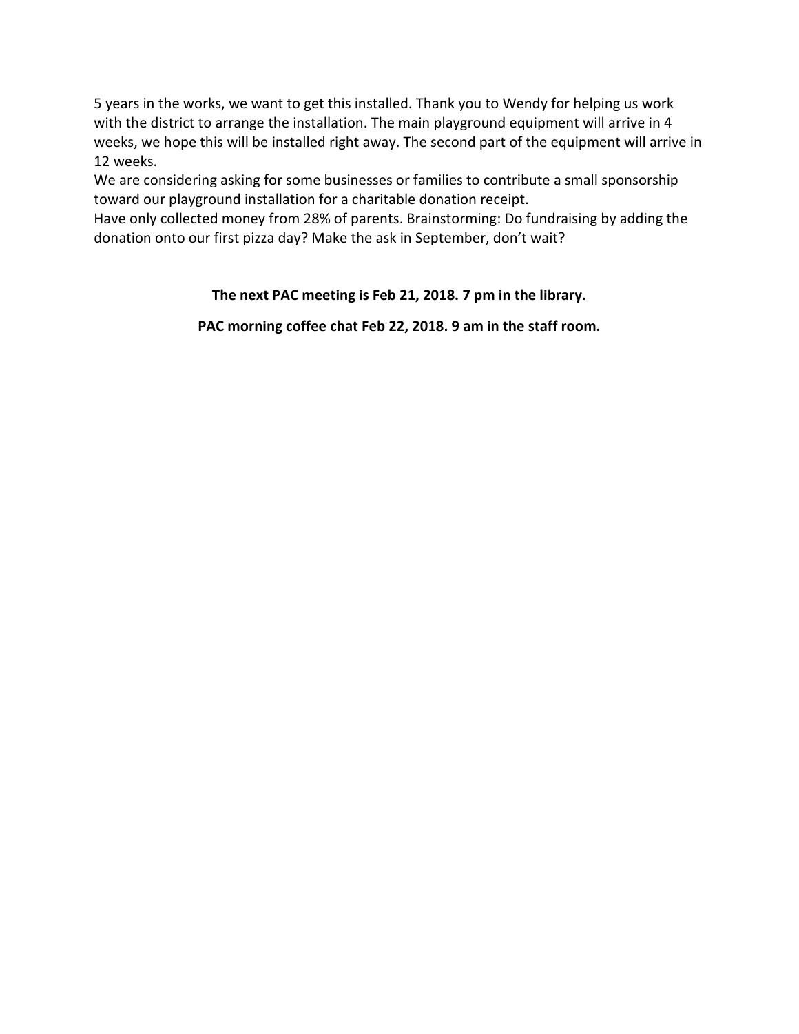5 years in the works, we want to get this installed. Thank you to Wendy for helping us work with the district to arrange the installation. The main playground equipment will arrive in 4 weeks, we hope this will be installed right away. The second part of the equipment will arrive in 12 weeks.

We are considering asking for some businesses or families to contribute a small sponsorship toward our playground installation for a charitable donation receipt.

Have only collected money from 28% of parents. Brainstorming: Do fundraising by adding the donation onto our first pizza day? Make the ask in September, don't wait?

**The next PAC meeting is Feb 21, 2018. 7 pm in the library.**

**PAC morning coffee chat Feb 22, 2018. 9 am in the staff room.**